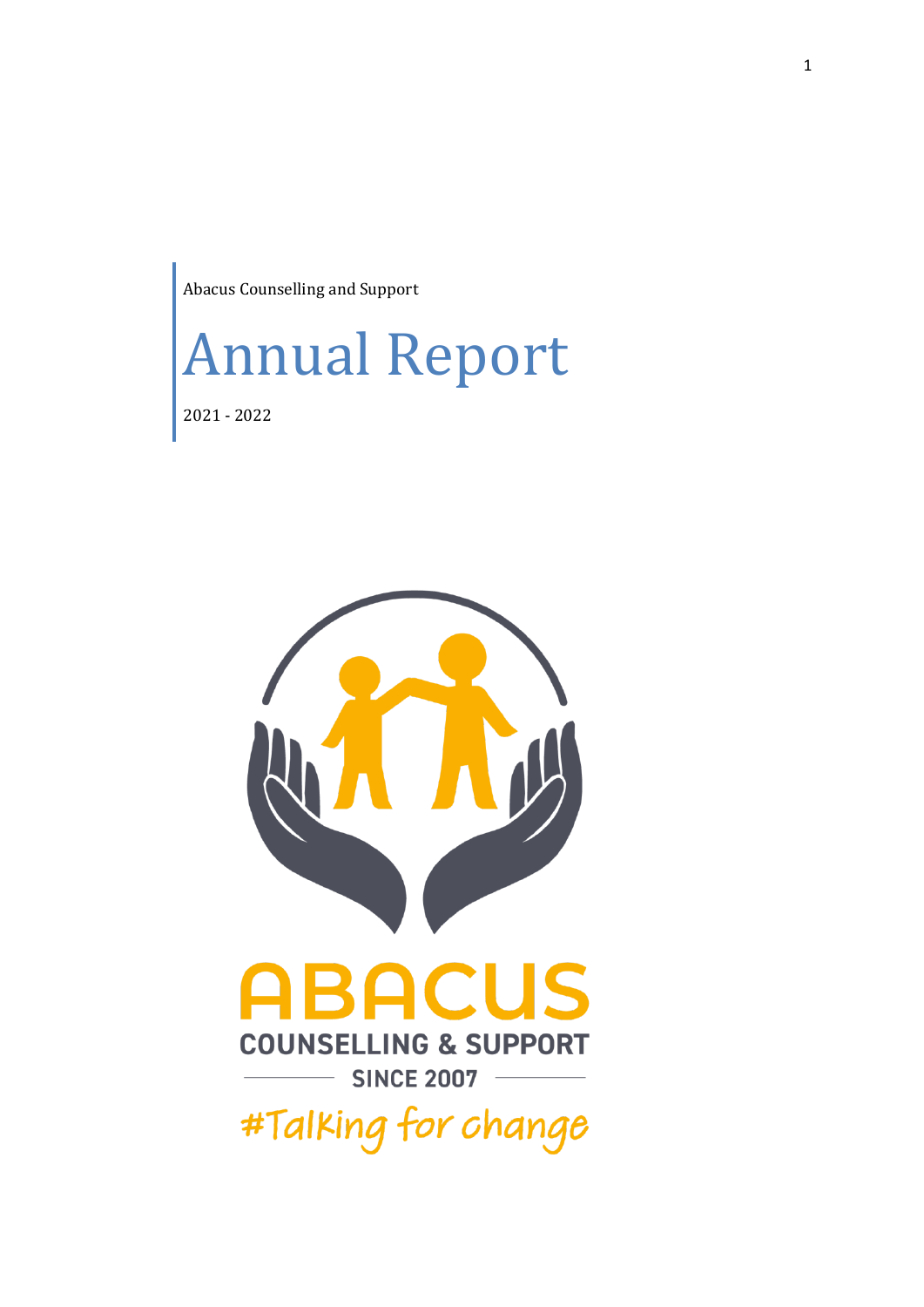Abacus Counselling and Support

# Annual Report

2021 - 2022

ABACUS

COUNSELLING & SUPPORT

SINCE 2007

#Talking for change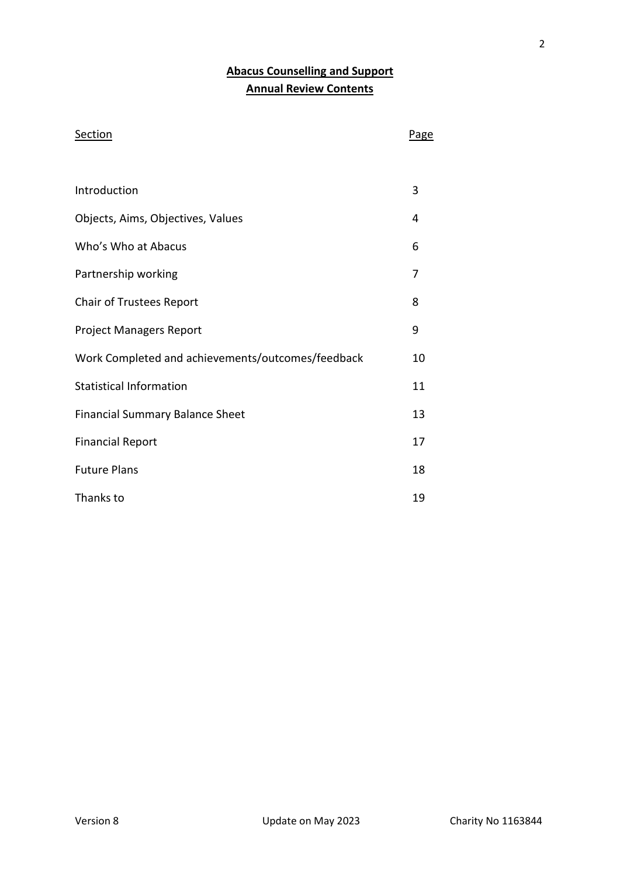# Abacus Counselling and Support

## Annual Review Contents

| Section | Page |
| --- | --- |
| Introduction | 3 |
| Objects, Aims, Objectives, Values | 4 |
| Who's Who at Abacus | 6 |
| Partnership working | 7 |
| Chair of Trustees Report | 8 |
| Project Managers Report | 9 |
| Work Completed and achievements/outcomes/feedback | 10 |
| Statistical Information | 11 |
| Financial Summary Balance Sheet | 13 |
| Financial Report | 17 |
| Future Plans | 18 |
| Thanks to | 19 |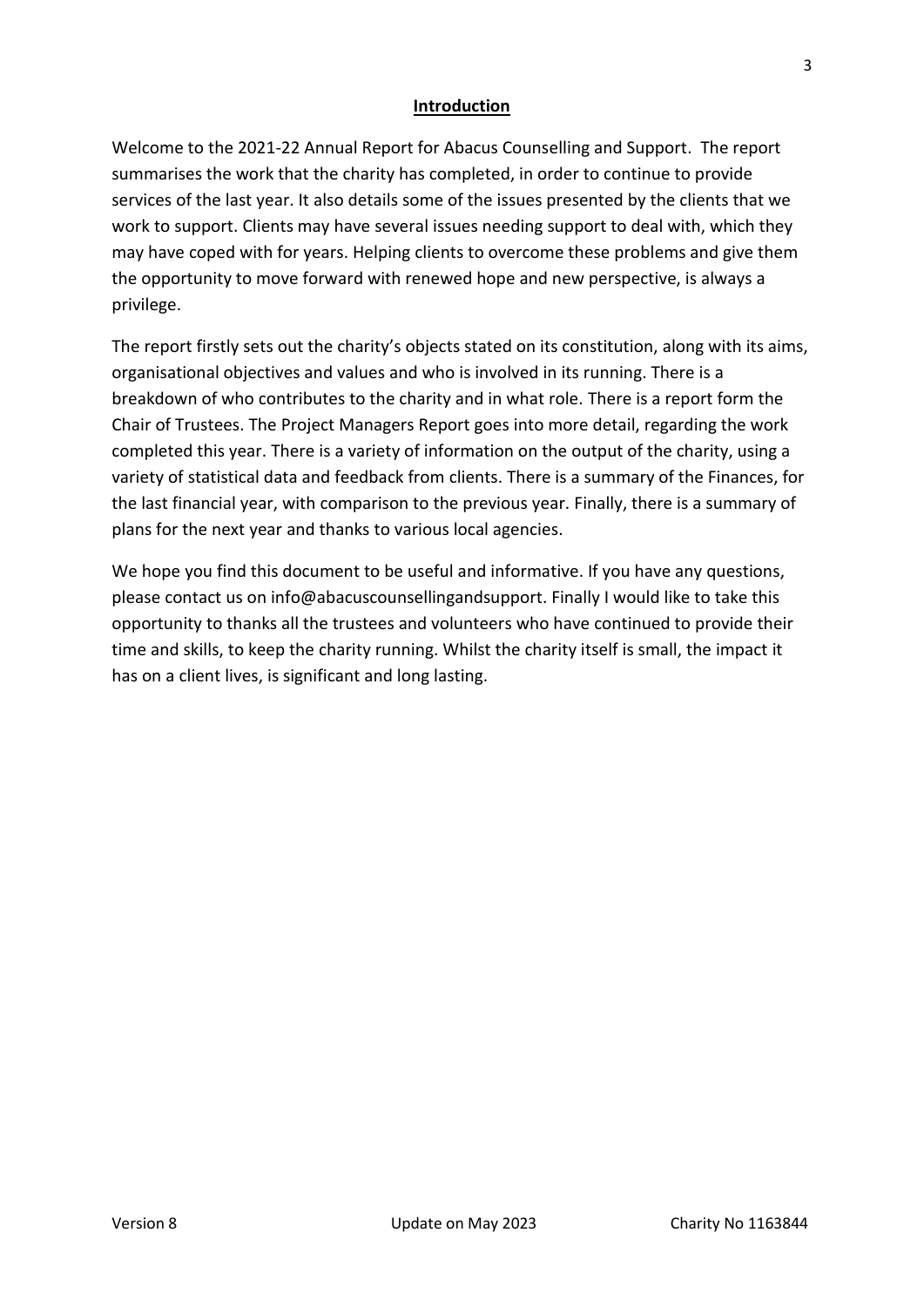## Introduction

Welcome to the 2021-22 Annual Report for Abacus Counselling and Support. The report summarises the work that the charity has completed, in order to continue to provide services of the last year. It also details some of the issues presented by the clients that we work to support. Clients may have several issues needing support to deal with, which they may have coped with for years. Helping clients to overcome these problems and give them the opportunity to move forward with renewed hope and new perspective, is always a privilege.

The report firstly sets out the charity's objects stated on its constitution, along with its aims, organisational objectives and values and who is involved in its running. There is a breakdown of who contributes to the charity and in what role. There is a report form the Chair of Trustees. The Project Managers Report goes into more detail, regarding the work completed this year. There is a variety of information on the output of the charity, using a variety of statistical data and feedback from clients. There is a summary of the Finances, for the last financial year, with comparison to the previous year. Finally, there is a summary of plans for the next year and thanks to various local agencies.

We hope you find this document to be useful and informative. If you have any questions, please contact us on info@abacuscounsellingandsupport. Finally I would like to take this opportunity to thanks all the trustees and volunteers who have continued to provide their time and skills, to keep the charity running. Whilst the charity itself is small, the impact it has on a client lives, is significant and long lasting.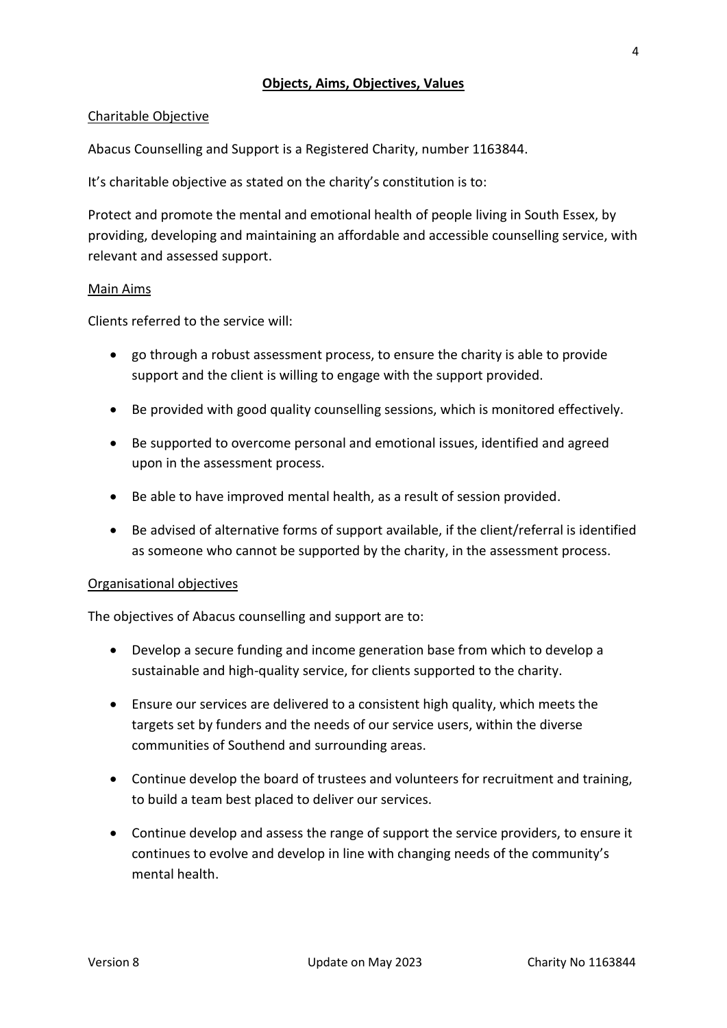## **Objects, Aims, Objectives, Values**

Charitable Objective

Abacus Counselling and Support is a Registered Charity, number 1163844.

It's charitable objective as stated on the charity's constitution is to:

Protect and promote the mental and emotional health of people living in South Essex, by providing, developing and maintaining an affordable and accessible counselling service, with relevant and assessed support.

Main Aims

Clients referred to the service will:

- go through a robust assessment process, to ensure the charity is able to provide support and the client is willing to engage with the support provided.
- Be provided with good quality counselling sessions, which is monitored effectively.
- Be supported to overcome personal and emotional issues, identified and agreed upon in the assessment process.
- Be able to have improved mental health, as a result of session provided.
- Be advised of alternative forms of support available, if the client/referral is identified as someone who cannot be supported by the charity, in the assessment process.

Organisational objectives

The objectives of Abacus counselling and support are to:

- Develop a secure funding and income generation base from which to develop a sustainable and high-quality service, for clients supported to the charity.
- Ensure our services are delivered to a consistent high quality, which meets the targets set by funders and the needs of our service users, within the diverse communities of Southend and surrounding areas.
- Continue develop the board of trustees and volunteers for recruitment and training, to build a team best placed to deliver our services.
- Continue develop and assess the range of support the service providers, to ensure it continues to evolve and develop in line with changing needs of the community's mental health.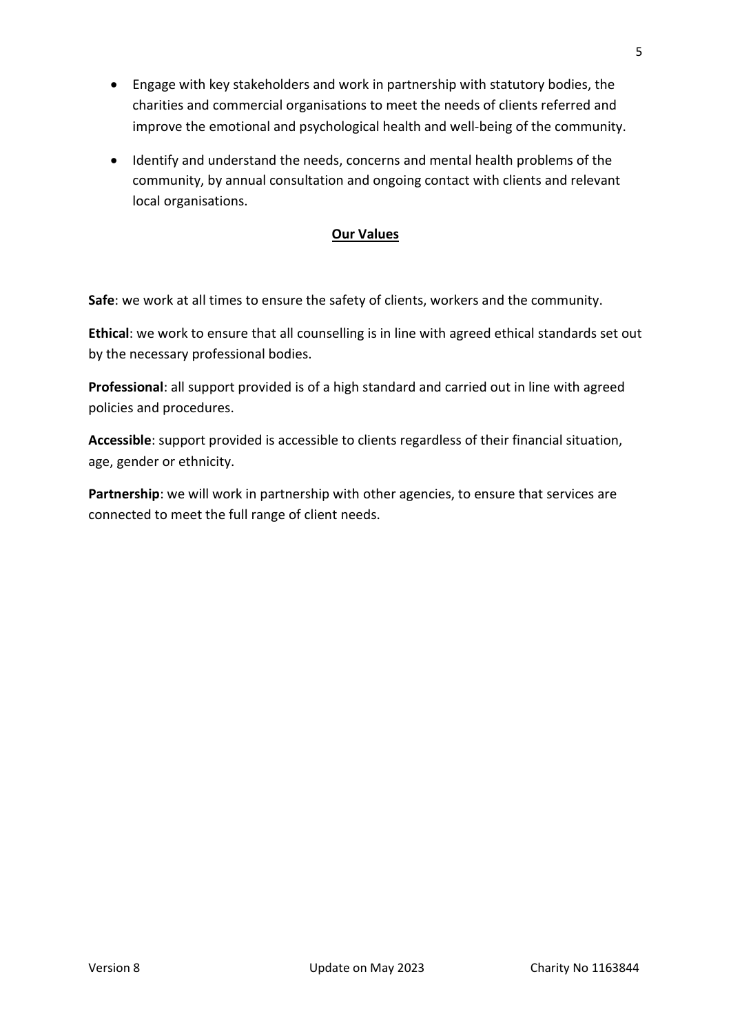- Engage with key stakeholders and work in partnership with statutory bodies, the charities and commercial organisations to meet the needs of clients referred and improve the emotional and psychological health and well-being of the community.
- Identify and understand the needs, concerns and mental health problems of the community, by annual consultation and ongoing contact with clients and relevant local organisations.

## Our Values

**Safe**: we work at all times to ensure the safety of clients, workers and the community.

**Ethical**: we work to ensure that all counselling is in line with agreed ethical standards set out by the necessary professional bodies.

**Professional**: all support provided is of a high standard and carried out in line with agreed policies and procedures.

**Accessible**: support provided is accessible to clients regardless of their financial situation, age, gender or ethnicity.

**Partnership**: we will work in partnership with other agencies, to ensure that services are connected to meet the full range of client needs.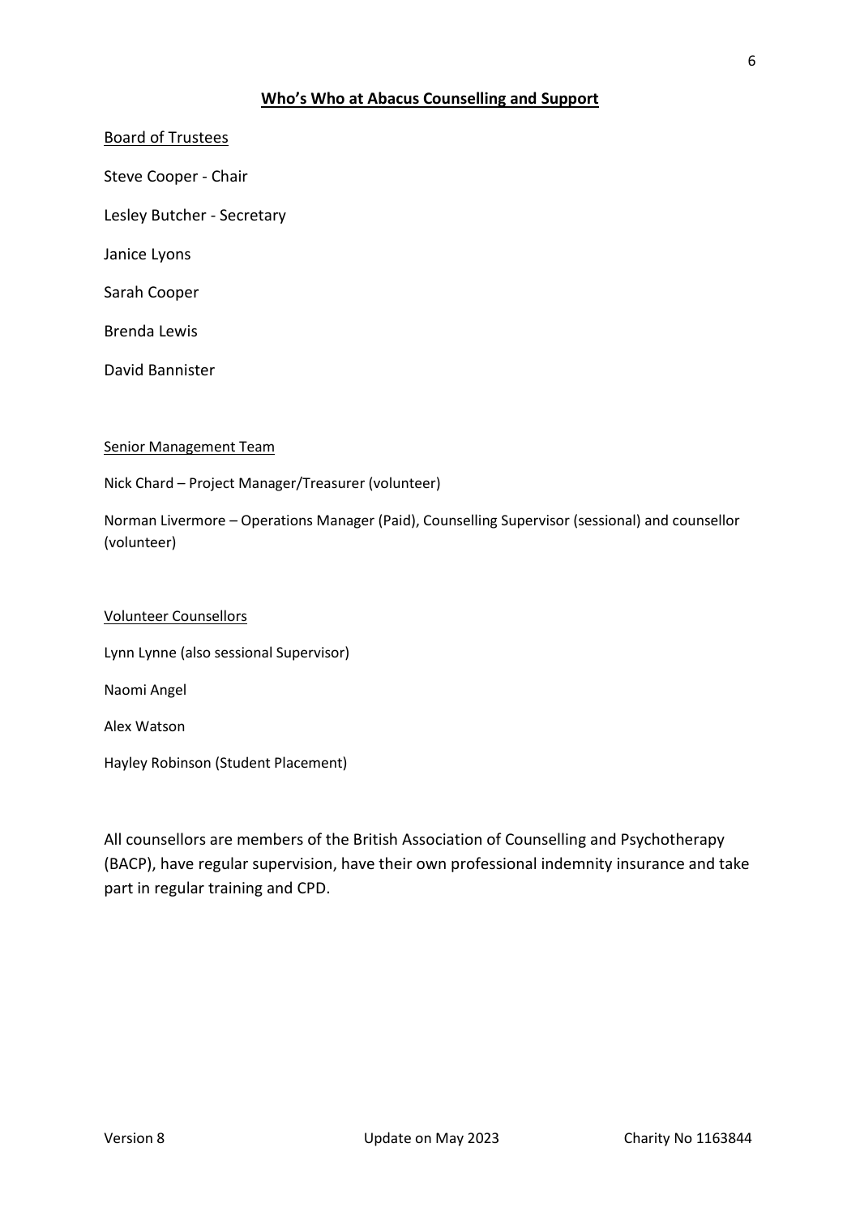## **Who's Who at Abacus Counselling and Support**

Board of Trustees

Steve Cooper - Chair

Lesley Butcher - Secretary

Janice Lyons

Sarah Cooper

Brenda Lewis

David Bannister

Senior Management Team

Nick Chard – Project Manager/Treasurer (volunteer)

Norman Livermore – Operations Manager (Paid), Counselling Supervisor (sessional) and counsellor (volunteer)

Volunteer Counsellors

Lynn Lynne (also sessional Supervisor)

Naomi Angel

Alex Watson

Hayley Robinson (Student Placement)

All counsellors are members of the British Association of Counselling and Psychotherapy (BACP), have regular supervision, have their own professional indemnity insurance and take part in regular training and CPD.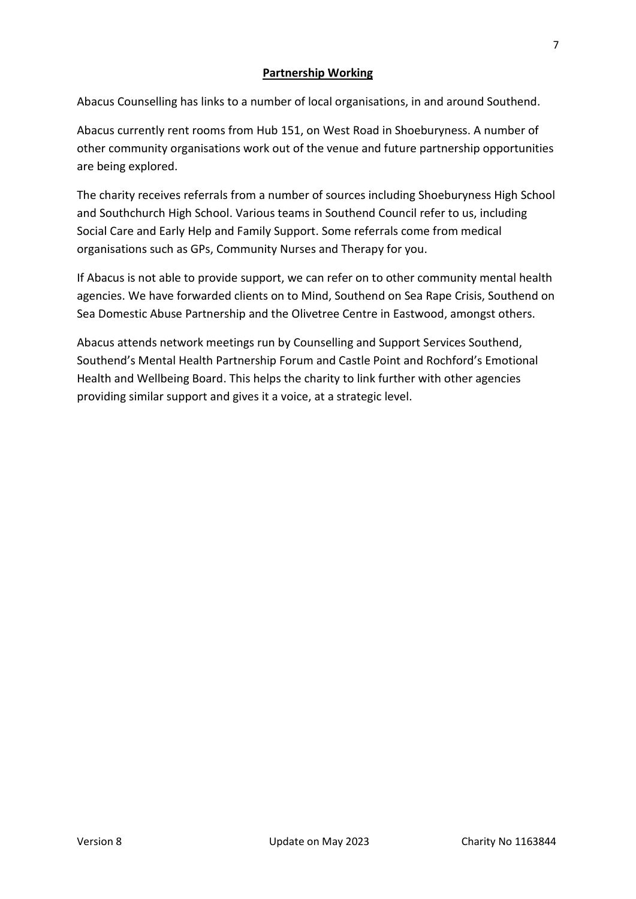## Partnership Working

Abacus Counselling has links to a number of local organisations, in and around Southend.

Abacus currently rent rooms from Hub 151, on West Road in Shoeburyness. A number of other community organisations work out of the venue and future partnership opportunities are being explored.

The charity receives referrals from a number of sources including Shoeburyness High School and Southchurch High School. Various teams in Southend Council refer to us, including Social Care and Early Help and Family Support. Some referrals come from medical organisations such as GPs, Community Nurses and Therapy for you.

If Abacus is not able to provide support, we can refer on to other community mental health agencies. We have forwarded clients on to Mind, Southend on Sea Rape Crisis, Southend on Sea Domestic Abuse Partnership and the Olivetree Centre in Eastwood, amongst others.

Abacus attends network meetings run by Counselling and Support Services Southend, Southend's Mental Health Partnership Forum and Castle Point and Rochford's Emotional Health and Wellbeing Board. This helps the charity to link further with other agencies providing similar support and gives it a voice, at a strategic level.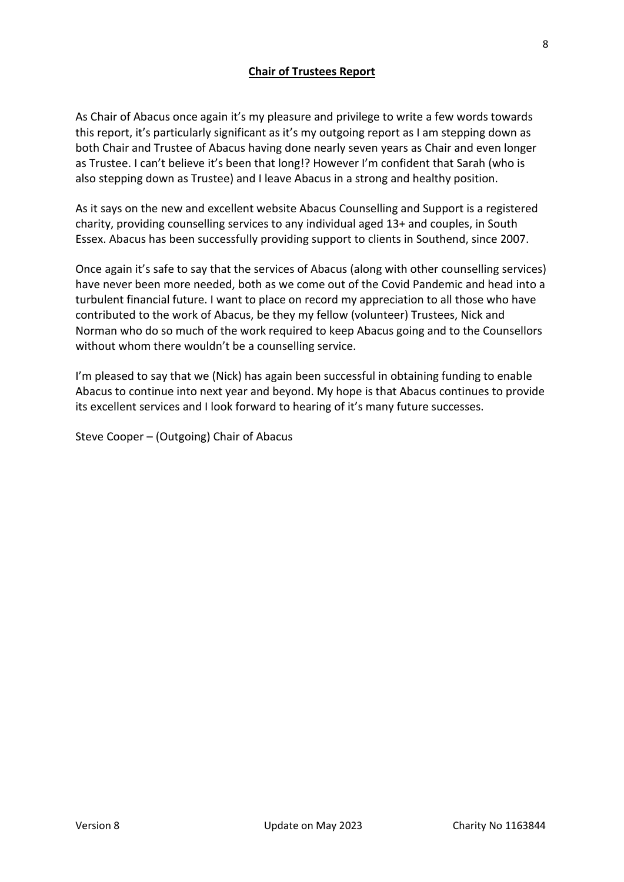## Chair of Trustees Report

As Chair of Abacus once again it's my pleasure and privilege to write a few words towards this report, it's particularly significant as it's my outgoing report as I am stepping down as both Chair and Trustee of Abacus having done nearly seven years as Chair and even longer as Trustee. I can't believe it's been that long!? However I'm confident that Sarah (who is also stepping down as Trustee) and I leave Abacus in a strong and healthy position.

As it says on the new and excellent website Abacus Counselling and Support is a registered charity, providing counselling services to any individual aged 13+ and couples, in South Essex. Abacus has been successfully providing support to clients in Southend, since 2007.

Once again it's safe to say that the services of Abacus (along with other counselling services) have never been more needed, both as we come out of the Covid Pandemic and head into a turbulent financial future. I want to place on record my appreciation to all those who have contributed to the work of Abacus, be they my fellow (volunteer) Trustees, Nick and Norman who do so much of the work required to keep Abacus going and to the Counsellors without whom there wouldn't be a counselling service.

I'm pleased to say that we (Nick) has again been successful in obtaining funding to enable Abacus to continue into next year and beyond. My hope is that Abacus continues to provide its excellent services and I look forward to hearing of it's many future successes.

Steve Cooper – (Outgoing) Chair of Abacus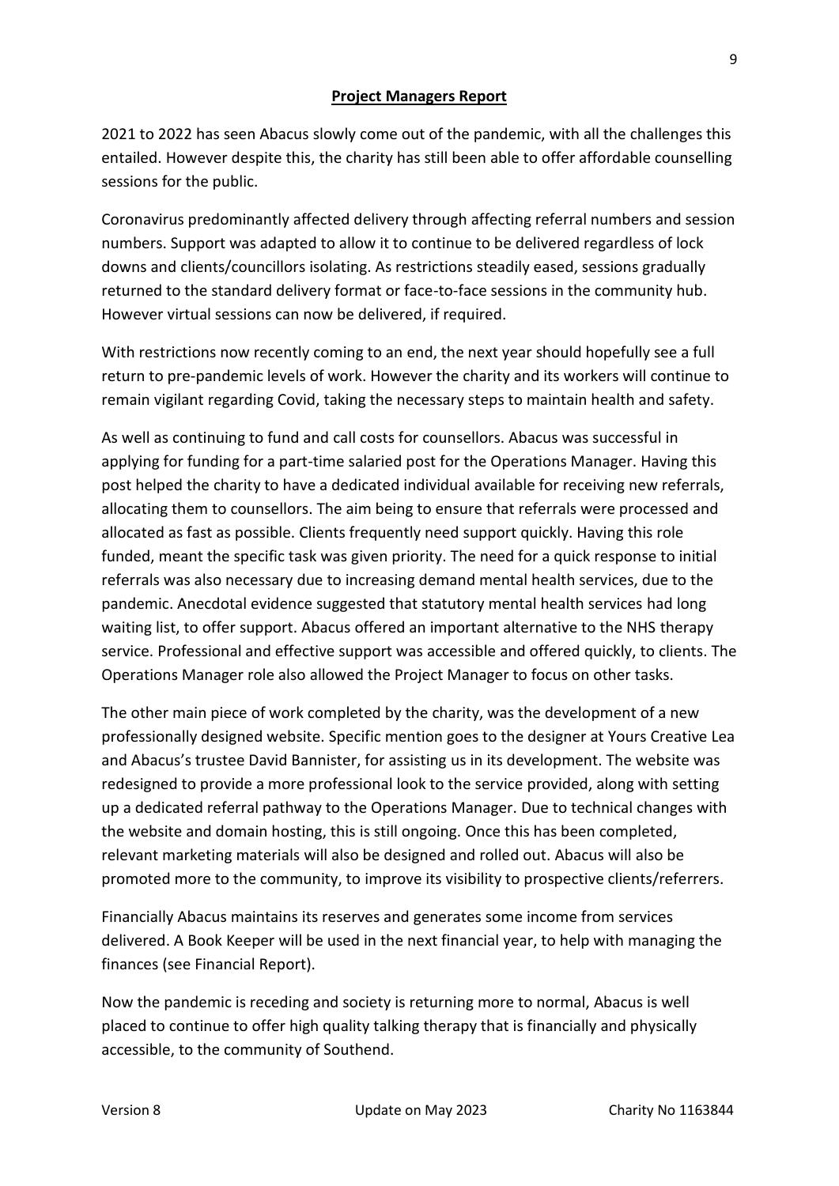**Project Managers Report**

2021 to 2022 has seen Abacus slowly come out of the pandemic, with all the challenges this entailed. However despite this, the charity has still been able to offer affordable counselling sessions for the public.

Coronavirus predominantly affected delivery through affecting referral numbers and session numbers. Support was adapted to allow it to continue to be delivered regardless of lock downs and clients/councillors isolating. As restrictions steadily eased, sessions gradually returned to the standard delivery format or face-to-face sessions in the community hub. However virtual sessions can now be delivered, if required.

With restrictions now recently coming to an end, the next year should hopefully see a full return to pre-pandemic levels of work. However the charity and its workers will continue to remain vigilant regarding Covid, taking the necessary steps to maintain health and safety.

As well as continuing to fund and call costs for counsellors. Abacus was successful in applying for funding for a part-time salaried post for the Operations Manager. Having this post helped the charity to have a dedicated individual available for receiving new referrals, allocating them to counsellors. The aim being to ensure that referrals were processed and allocated as fast as possible. Clients frequently need support quickly. Having this role funded, meant the specific task was given priority. The need for a quick response to initial referrals was also necessary due to increasing demand mental health services, due to the pandemic. Anecdotal evidence suggested that statutory mental health services had long waiting list, to offer support. Abacus offered an important alternative to the NHS therapy service. Professional and effective support was accessible and offered quickly, to clients. The Operations Manager role also allowed the Project Manager to focus on other tasks.

The other main piece of work completed by the charity, was the development of a new professionally designed website. Specific mention goes to the designer at Yours Creative Lea and Abacus's trustee David Bannister, for assisting us in its development. The website was redesigned to provide a more professional look to the service provided, along with setting up a dedicated referral pathway to the Operations Manager. Due to technical changes with the website and domain hosting, this is still ongoing. Once this has been completed, relevant marketing materials will also be designed and rolled out. Abacus will also be promoted more to the community, to improve its visibility to prospective clients/referrers.

Financially Abacus maintains its reserves and generates some income from services delivered. A Book Keeper will be used in the next financial year, to help with managing the finances (see Financial Report).

Now the pandemic is receding and society is returning more to normal, Abacus is well placed to continue to offer high quality talking therapy that is financially and physically accessible, to the community of Southend.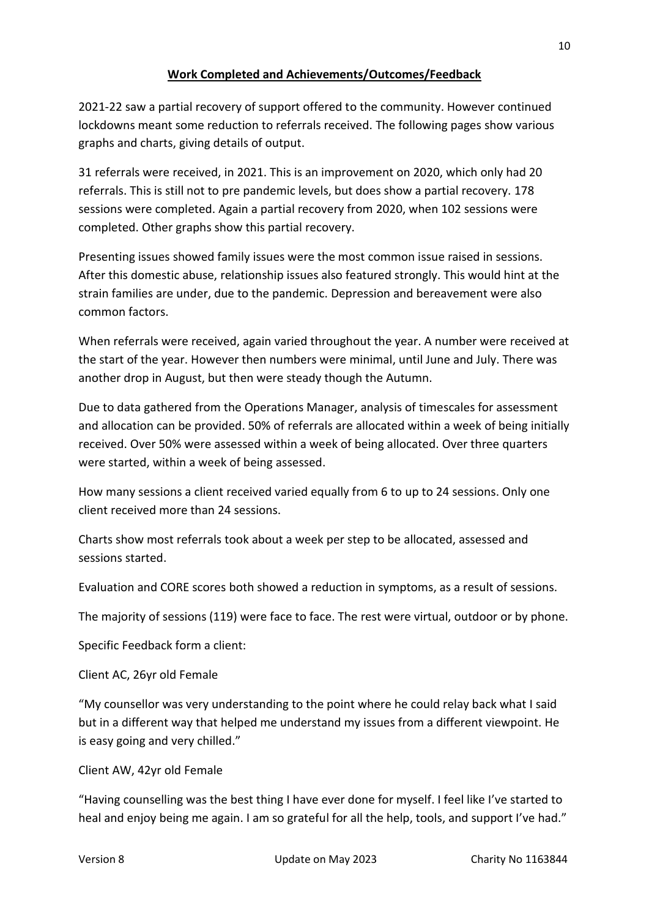## Work Completed and Achievements/Outcomes/Feedback

2021-22 saw a partial recovery of support offered to the community. However continued lockdowns meant some reduction to referrals received. The following pages show various graphs and charts, giving details of output.

31 referrals were received, in 2021. This is an improvement on 2020, which only had 20 referrals. This is still not to pre pandemic levels, but does show a partial recovery. 178 sessions were completed. Again a partial recovery from 2020, when 102 sessions were completed. Other graphs show this partial recovery.

Presenting issues showed family issues were the most common issue raised in sessions. After this domestic abuse, relationship issues also featured strongly. This would hint at the strain families are under, due to the pandemic. Depression and bereavement were also common factors.

When referrals were received, again varied throughout the year. A number were received at the start of the year. However then numbers were minimal, until June and July. There was another drop in August, but then were steady though the Autumn.

Due to data gathered from the Operations Manager, analysis of timescales for assessment and allocation can be provided. 50% of referrals are allocated within a week of being initially received. Over 50% were assessed within a week of being allocated. Over three quarters were started, within a week of being assessed.

How many sessions a client received varied equally from 6 to up to 24 sessions. Only one client received more than 24 sessions.

Charts show most referrals took about a week per step to be allocated, assessed and sessions started.

Evaluation and CORE scores both showed a reduction in symptoms, as a result of sessions.

The majority of sessions (119) were face to face. The rest were virtual, outdoor or by phone.

Specific Feedback form a client:

Client AC, 26yr old Female

"My counsellor was very understanding to the point where he could relay back what I said but in a different way that helped me understand my issues from a different viewpoint. He is easy going and very chilled."

Client AW, 42yr old Female

"Having counselling was the best thing I have ever done for myself. I feel like I've started to heal and enjoy being me again. I am so grateful for all the help, tools, and support I've had."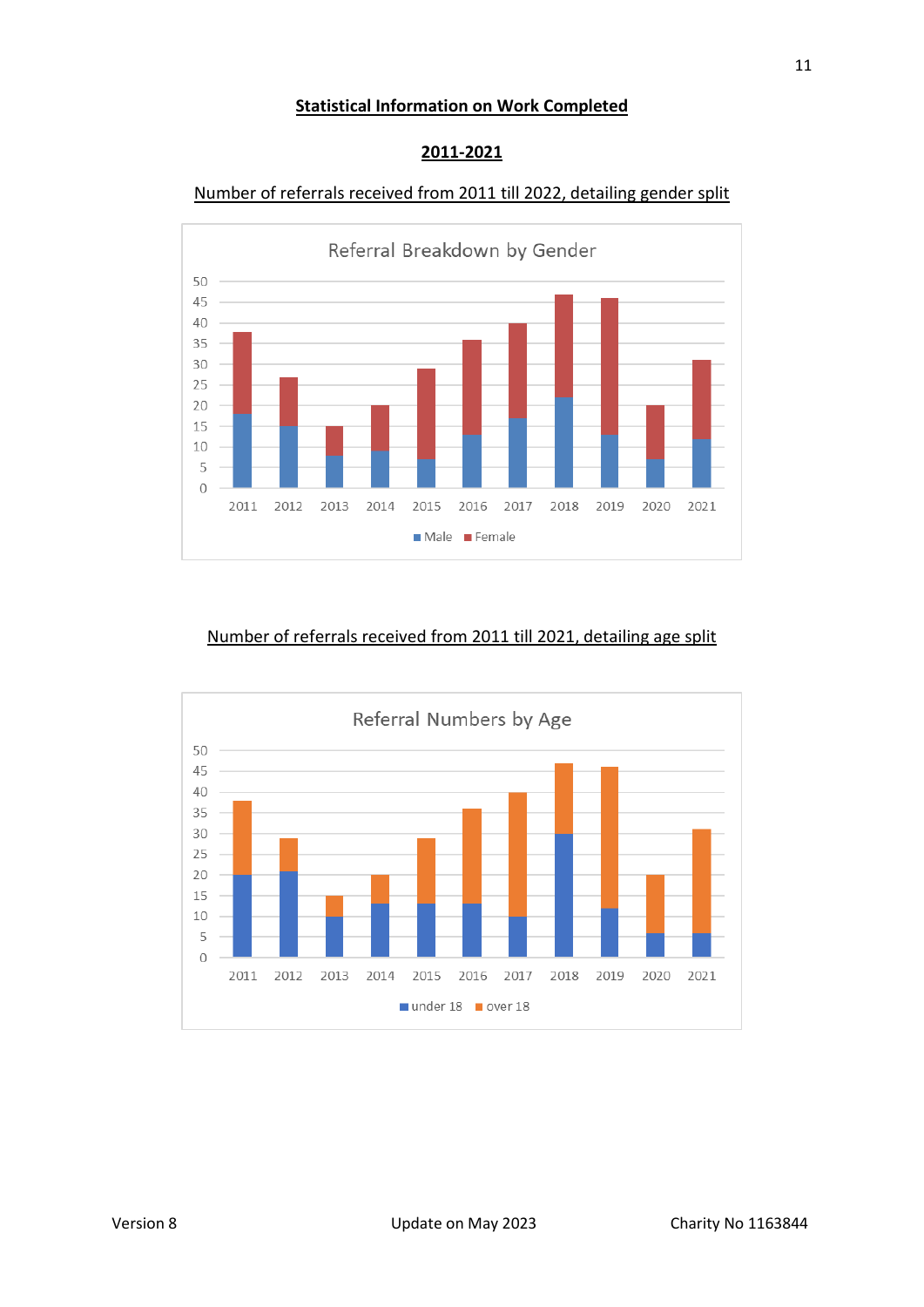## Statistical Information on Work Completed

## 2011-2021

Number of referrals received from 2011 till 2022, detailing gender split

Number of referrals received from 2011 till 2021, detailing age split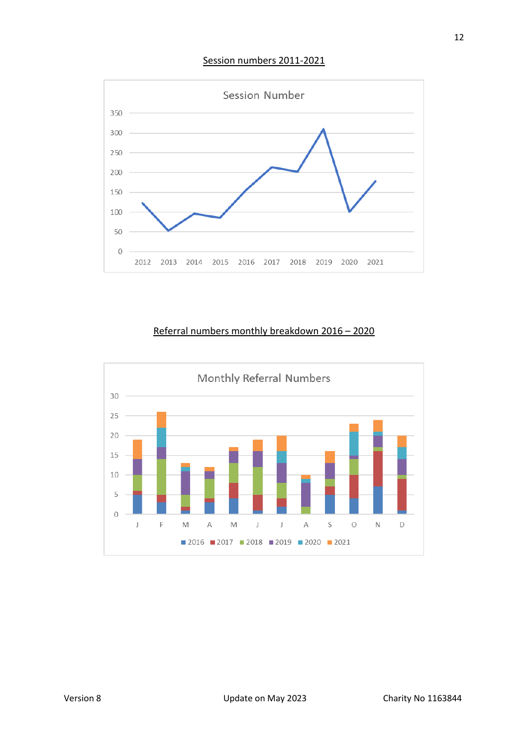Session numbers 2011-2021

Session Number

Referral numbers monthly breakdown 2016 – 2020

Monthly Referral Numbers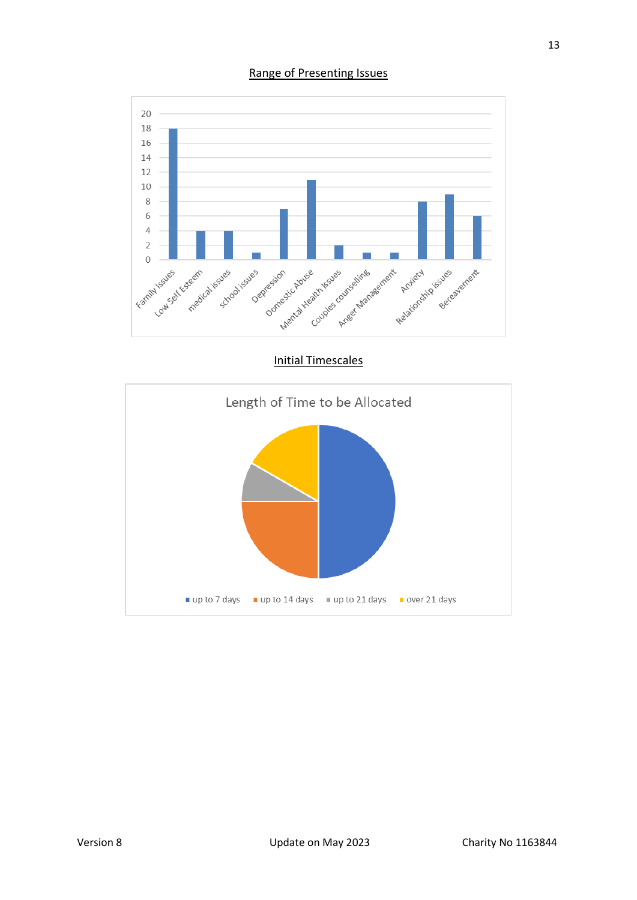## Range of Presenting Issues

| Issue | Count |
|---|---|
| Family Issues | 18 |
| Low Self Esteem | 4 |
| medical issues | 4 |
| school issues | 1 |
| Depression | 7 |
| Domestic Abuse | 11 |
| Mental Health Issues | 2 |
| Couples counselling | 1 |
| Anger Management | 1 |
| Anxiety | 8 |
| Relationship issues | 9 |
| Bereavement | 6 |

## Initial Timescales

**Length of Time to be Allocated**

- up to 7 days
- up to 14 days
- up to 21 days
- over 21 days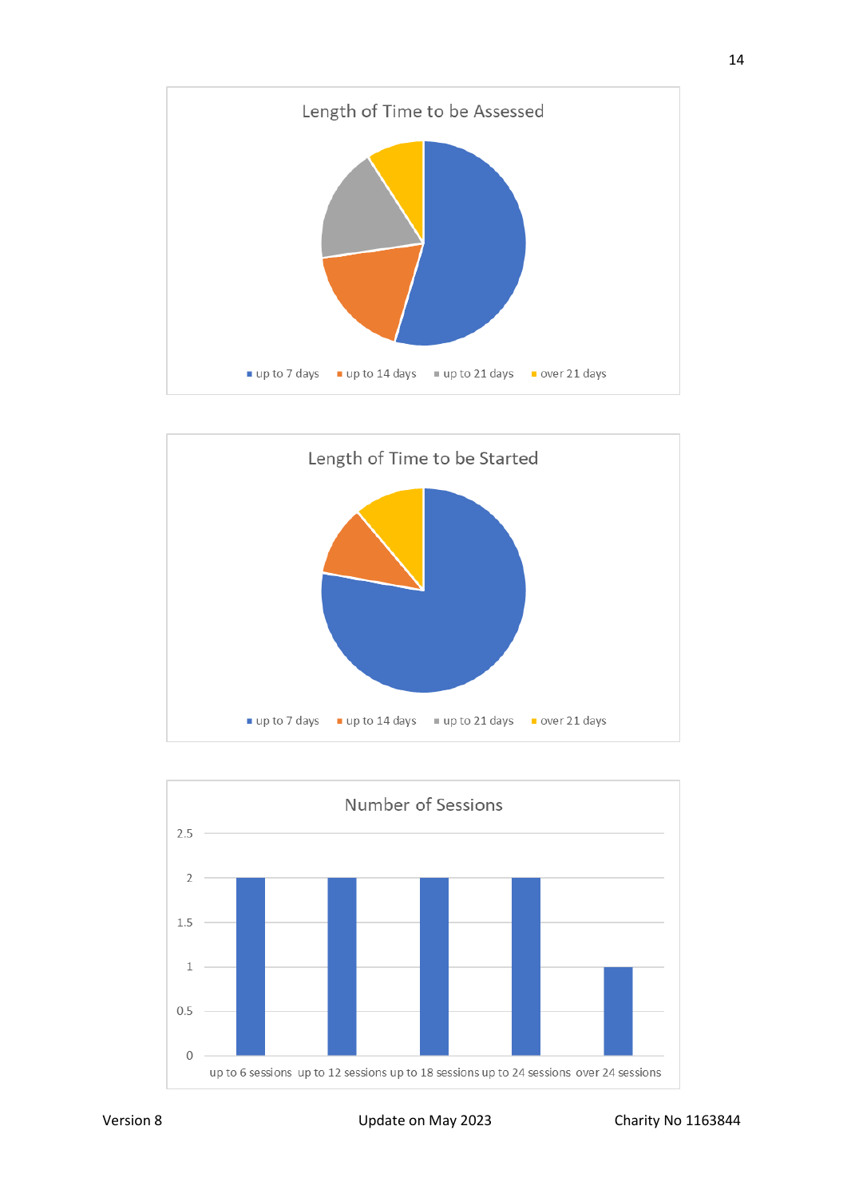**Length of Time to be Assessed**

up to 7 days | up to 14 days | up to 21 days | over 21 days

**Length of Time to be Started**

up to 7 days | up to 14 days | up to 21 days | over 21 days

**Number of Sessions**

| up to 6 sessions | up to 12 sessions | up to 18 sessions | up to 24 sessions | over 24 sessions |
|---|---|---|---|---|
| 2 | 2 | 2 | 2 | 1 |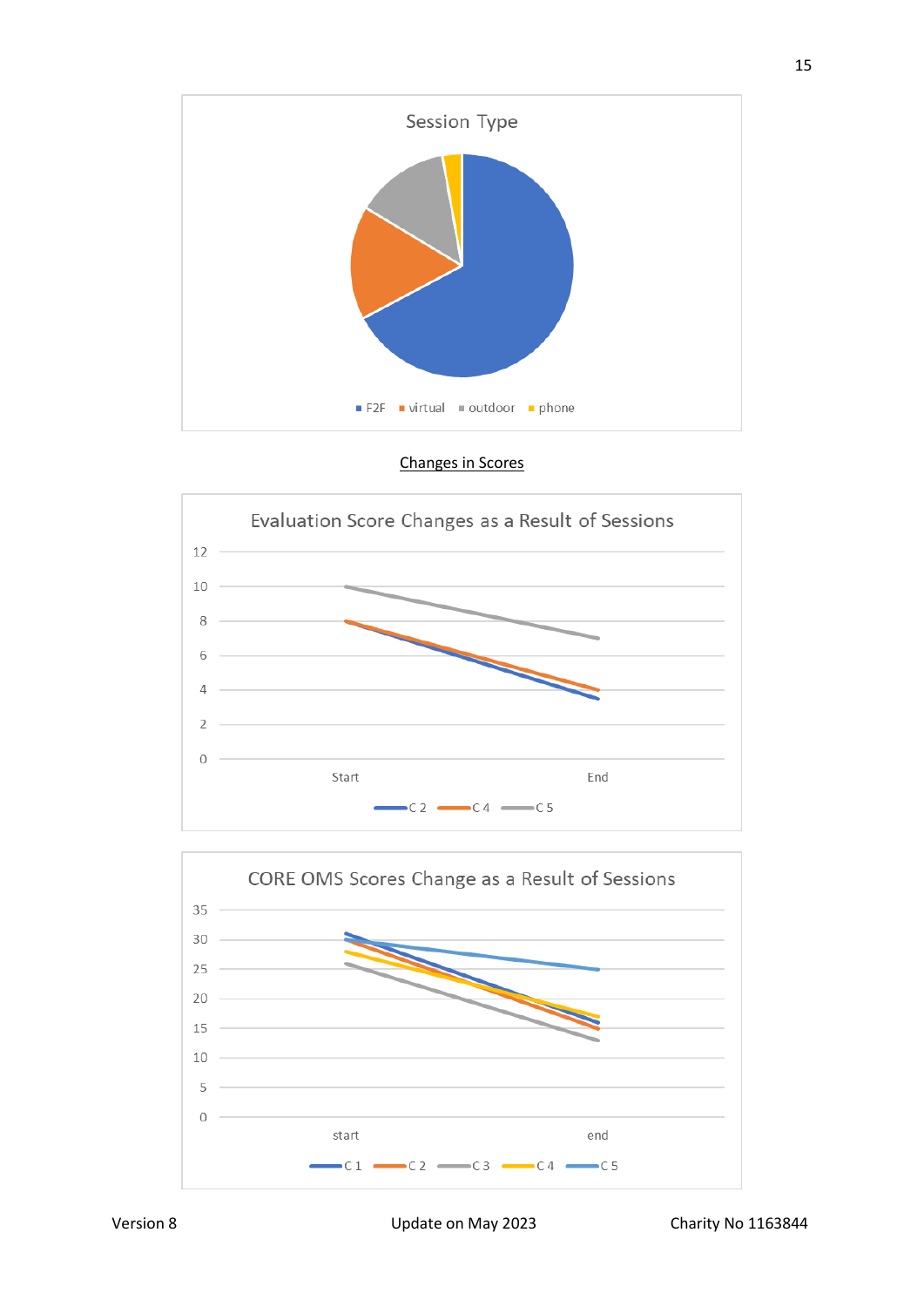Session Type

■ F2F ■ virtual ■ outdoor ■ phone

<u>Changes in Scores</u>

Evaluation Score Changes as a Result of Sessions

C 2, C 4, C 5 (Start, End)

CORE OMS Scores Change as a Result of Sessions

C 1, C 2, C 3, C 4, C 5 (start, end)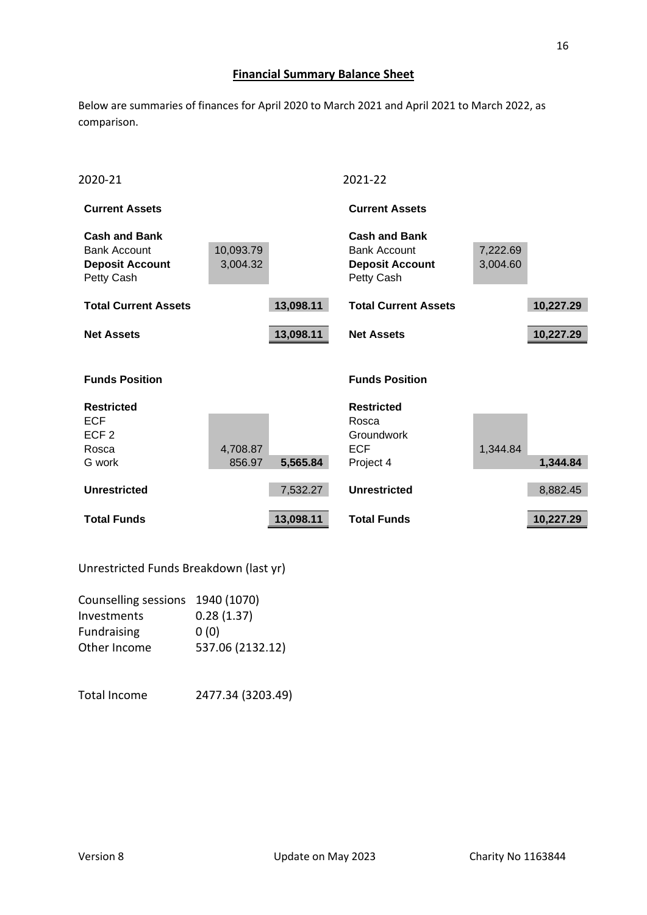## Financial Summary Balance Sheet

Below are summaries of finances for April 2020 to March 2021 and April 2021 to March 2022, as comparison.

**2020-21**

| | | |
|---|---|---|
| **Current Assets** | | |
| **Cash and Bank** | | |
| Bank Account | 10,093.79 | |
| **Deposit Account** | 3,004.32 | |
| Petty Cash | | |
| **Total Current Assets** | | **13,098.11** |
| **Net Assets** | | **13,098.11** |
| **Funds Position** | | |
| **Restricted** | | |
| ECF | | |
| ECF 2 | | |
| Rosca | 4,708.87 | |
| G work | 856.97 | **5,565.84** |
| **Unrestricted** | | 7,532.27 |
| **Total Funds** | | **13,098.11** |

**2021-22**

| | | |
|---|---|---|
| **Current Assets** | | |
| **Cash and Bank** | | |
| Bank Account | 7,222.69 | |
| **Deposit Account** | 3,004.60 | |
| Petty Cash | | |
| **Total Current Assets** | | **10,227.29** |
| **Net Assets** | | **10,227.29** |
| **Funds Position** | | |
| **Restricted** | | |
| Rosca | | |
| Groundwork | | |
| ECF | 1,344.84 | |
| Project 4 | | **1,344.84** |
| **Unrestricted** | | 8,882.45 |
| **Total Funds** | | **10,227.29** |

Unrestricted Funds Breakdown (last yr)

| | |
|---|---|
| Counselling sessions | 1940 (1070) |
| Investments | 0.28 (1.37) |
| Fundraising | 0 (0) |
| Other Income | 537.06 (2132.12) |
| | |
| Total Income | 2477.34 (3203.49) |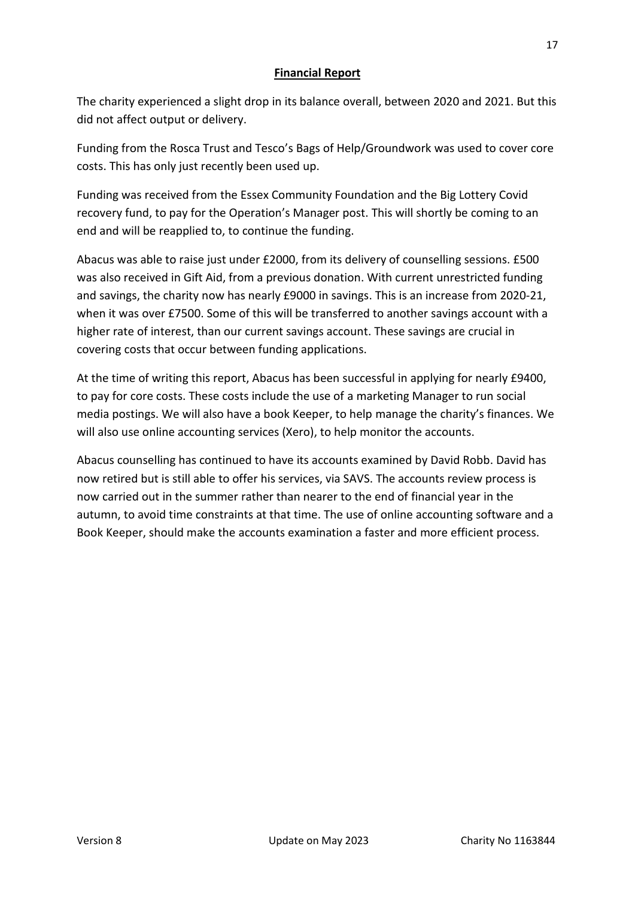## Financial Report

The charity experienced a slight drop in its balance overall, between 2020 and 2021. But this did not affect output or delivery.

Funding from the Rosca Trust and Tesco's Bags of Help/Groundwork was used to cover core costs. This has only just recently been used up.

Funding was received from the Essex Community Foundation and the Big Lottery Covid recovery fund, to pay for the Operation's Manager post. This will shortly be coming to an end and will be reapplied to, to continue the funding.

Abacus was able to raise just under £2000, from its delivery of counselling sessions. £500 was also received in Gift Aid, from a previous donation. With current unrestricted funding and savings, the charity now has nearly £9000 in savings. This is an increase from 2020-21, when it was over £7500. Some of this will be transferred to another savings account with a higher rate of interest, than our current savings account. These savings are crucial in covering costs that occur between funding applications.

At the time of writing this report, Abacus has been successful in applying for nearly £9400, to pay for core costs. These costs include the use of a marketing Manager to run social media postings. We will also have a book Keeper, to help manage the charity's finances. We will also use online accounting services (Xero), to help monitor the accounts.

Abacus counselling has continued to have its accounts examined by David Robb. David has now retired but is still able to offer his services, via SAVS. The accounts review process is now carried out in the summer rather than nearer to the end of financial year in the autumn, to avoid time constraints at that time. The use of online accounting software and a Book Keeper, should make the accounts examination a faster and more efficient process.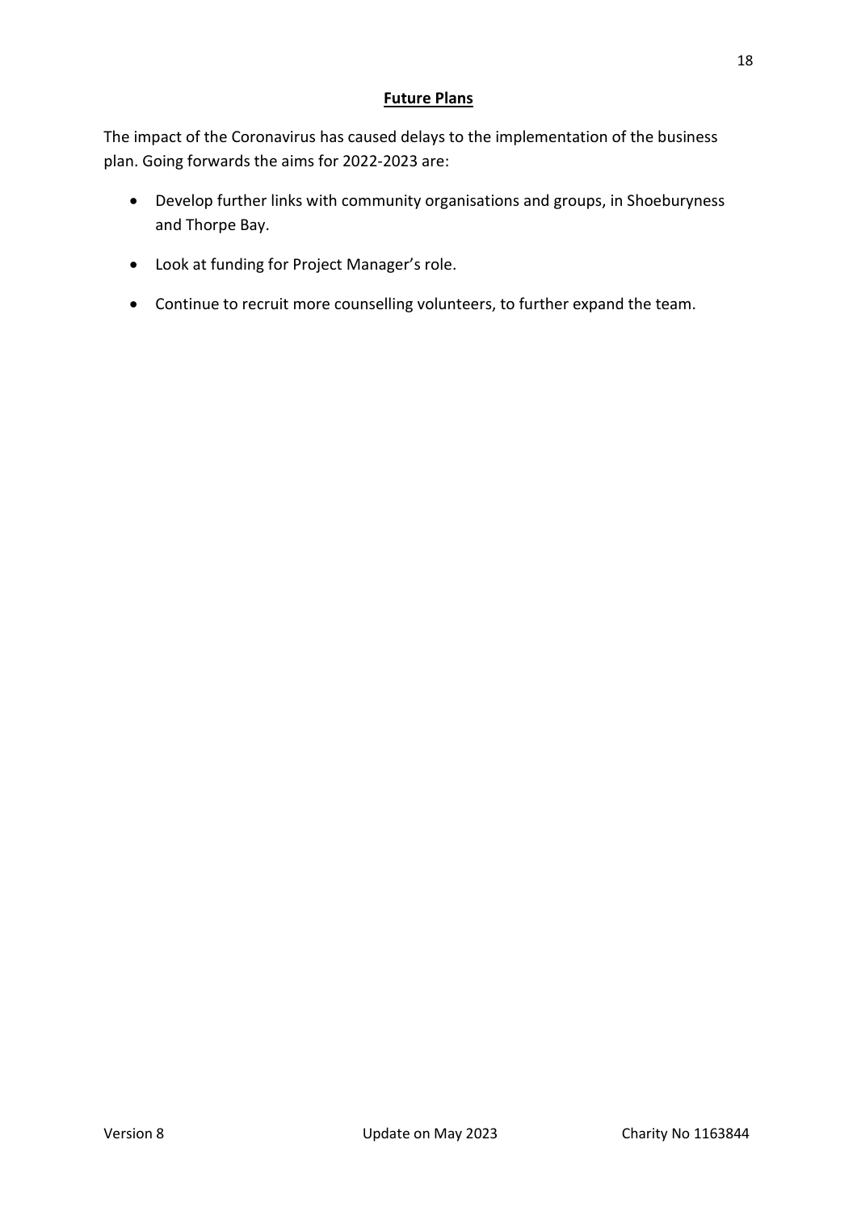## Future Plans

The impact of the Coronavirus has caused delays to the implementation of the business plan. Going forwards the aims for 2022-2023 are:

- Develop further links with community organisations and groups, in Shoeburyness and Thorpe Bay.
- Look at funding for Project Manager's role.
- Continue to recruit more counselling volunteers, to further expand the team.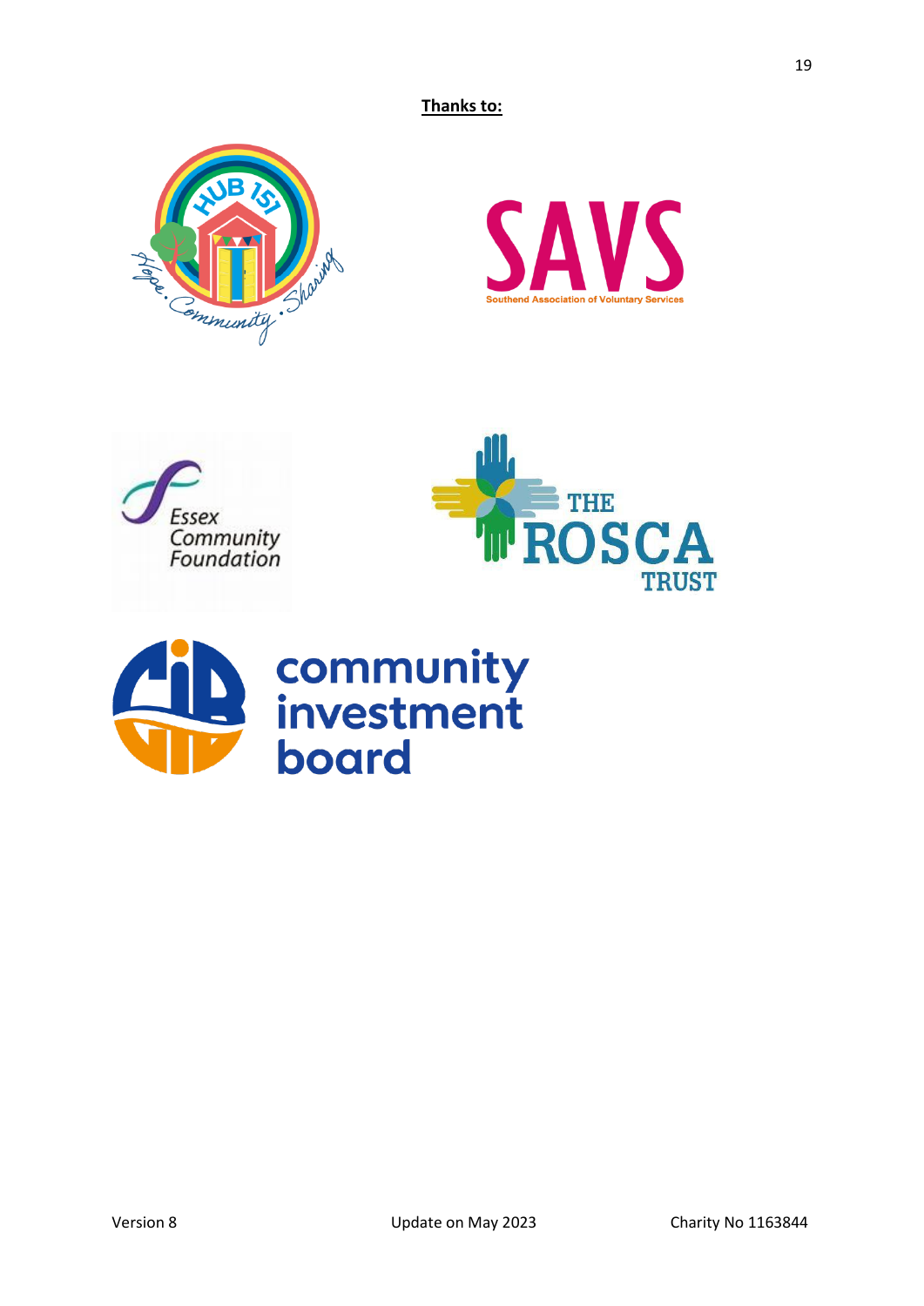**Thanks to:**

HUB 151 – Hope · Community · Sharing

SAVS – Southend Association of Voluntary Services

Essex Community Foundation

THE ROSCA TRUST

community investment board